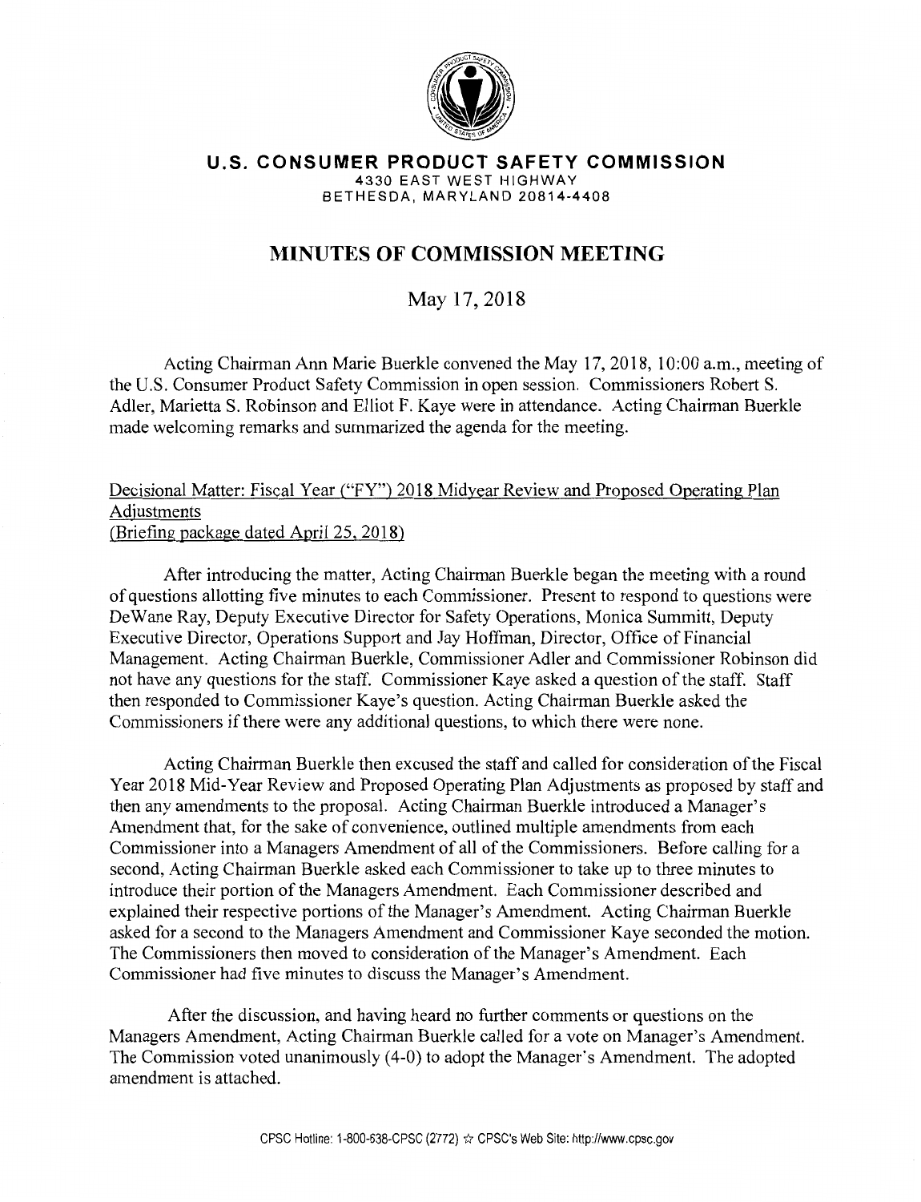# U.S. CONSUMER PRODUCT SAFETY COMMISSION

4330 EAST WEST HIGHWAY
BETHESDA, MARYLAND 20814-4408

## MINUTES OF COMMISSION MEETING

May 17, 2018

Acting Chairman Ann Marie Buerkle convened the May 17, 2018, 10:00 a.m., meeting of the U.S. Consumer Product Safety Commission in open session. Commissioners Robert S. Adler, Marietta S. Robinson and Elliot F. Kaye were in attendance. Acting Chairman Buerkle made welcoming remarks and summarized the agenda for the meeting.

Decisional Matter: Fiscal Year ("FY") 2018 Midyear Review and Proposed Operating Plan Adjustments
(Briefing package dated April 25, 2018)

After introducing the matter, Acting Chairman Buerkle began the meeting with a round of questions allotting five minutes to each Commissioner. Present to respond to questions were DeWane Ray, Deputy Executive Director for Safety Operations, Monica Summitt, Deputy Executive Director, Operations Support and Jay Hoffman, Director, Office of Financial Management. Acting Chairman Buerkle, Commissioner Adler and Commissioner Robinson did not have any questions for the staff. Commissioner Kaye asked a question of the staff. Staff then responded to Commissioner Kaye's question. Acting Chairman Buerkle asked the Commissioners if there were any additional questions, to which there were none.

Acting Chairman Buerkle then excused the staff and called for consideration of the Fiscal Year 2018 Mid-Year Review and Proposed Operating Plan Adjustments as proposed by staff and then any amendments to the proposal. Acting Chairman Buerkle introduced a Manager's Amendment that, for the sake of convenience, outlined multiple amendments from each Commissioner into a Managers Amendment of all of the Commissioners. Before calling for a second, Acting Chairman Buerkle asked each Commissioner to take up to three minutes to introduce their portion of the Managers Amendment. Each Commissioner described and explained their respective portions of the Manager's Amendment. Acting Chairman Buerkle asked for a second to the Managers Amendment and Commissioner Kaye seconded the motion. The Commissioners then moved to consideration of the Manager's Amendment. Each Commissioner had five minutes to discuss the Manager's Amendment.

After the discussion, and having heard no further comments or questions on the Managers Amendment, Acting Chairman Buerkle called for a vote on Manager's Amendment. The Commission voted unanimously (4-0) to adopt the Manager's Amendment. The adopted amendment is attached.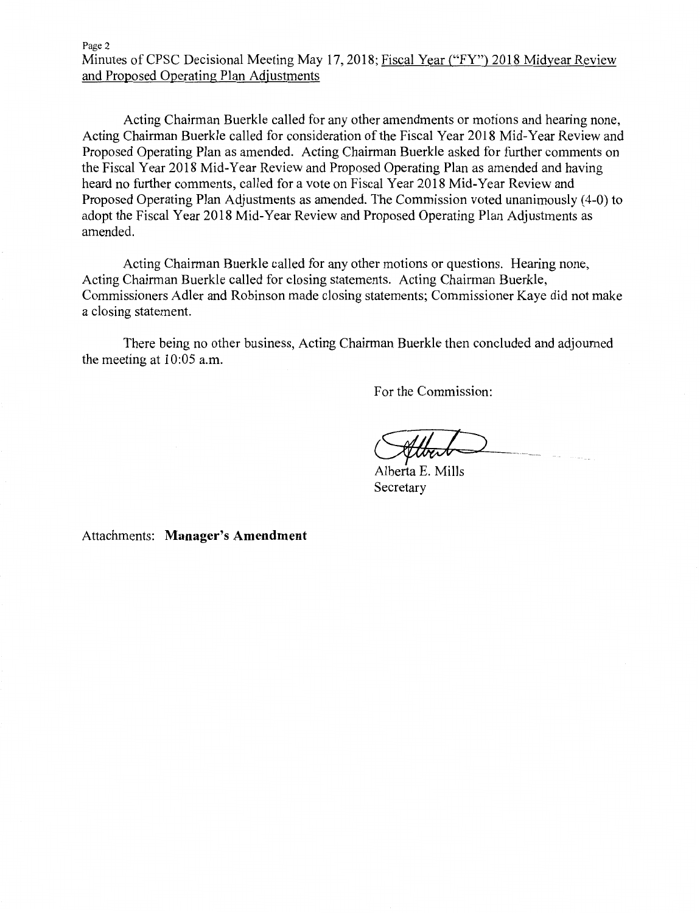Acting Chairman Buerkle called for any other amendments or motions and hearing none, Acting Chairman Buerkle called for consideration of the Fiscal Year 2018 Mid-Year Review and Proposed Operating Plan as amended. Acting Chairman Buerkle asked for further comments on the Fiscal Year 2018 Mid-Year Review and Proposed Operating Plan as amended and having heard no further comments, called for a vote on Fiscal Year 2018 Mid-Year Review and Proposed Operating Plan Adjustments as amended. The Commission voted unanimously (4-0) to adopt the Fiscal Year 2018 Mid-Year Review and Proposed Operating Plan Adjustments as amended.

Acting Chairman Buerkle called for any other motions or questions. Hearing none, Acting Chairman Buerkle called for closing statements. Acting Chairman Buerkle, Commissioners Adler and Robinson made closing statements; Commissioner Kaye did not make a closing statement.

There being no other business, Acting Chairman Buerkle then concluded and adjourned the meeting at 10:05 a.m.

For the Commission:

Alberta E. Mills
Secretary

Attachments: **Manager's Amendment**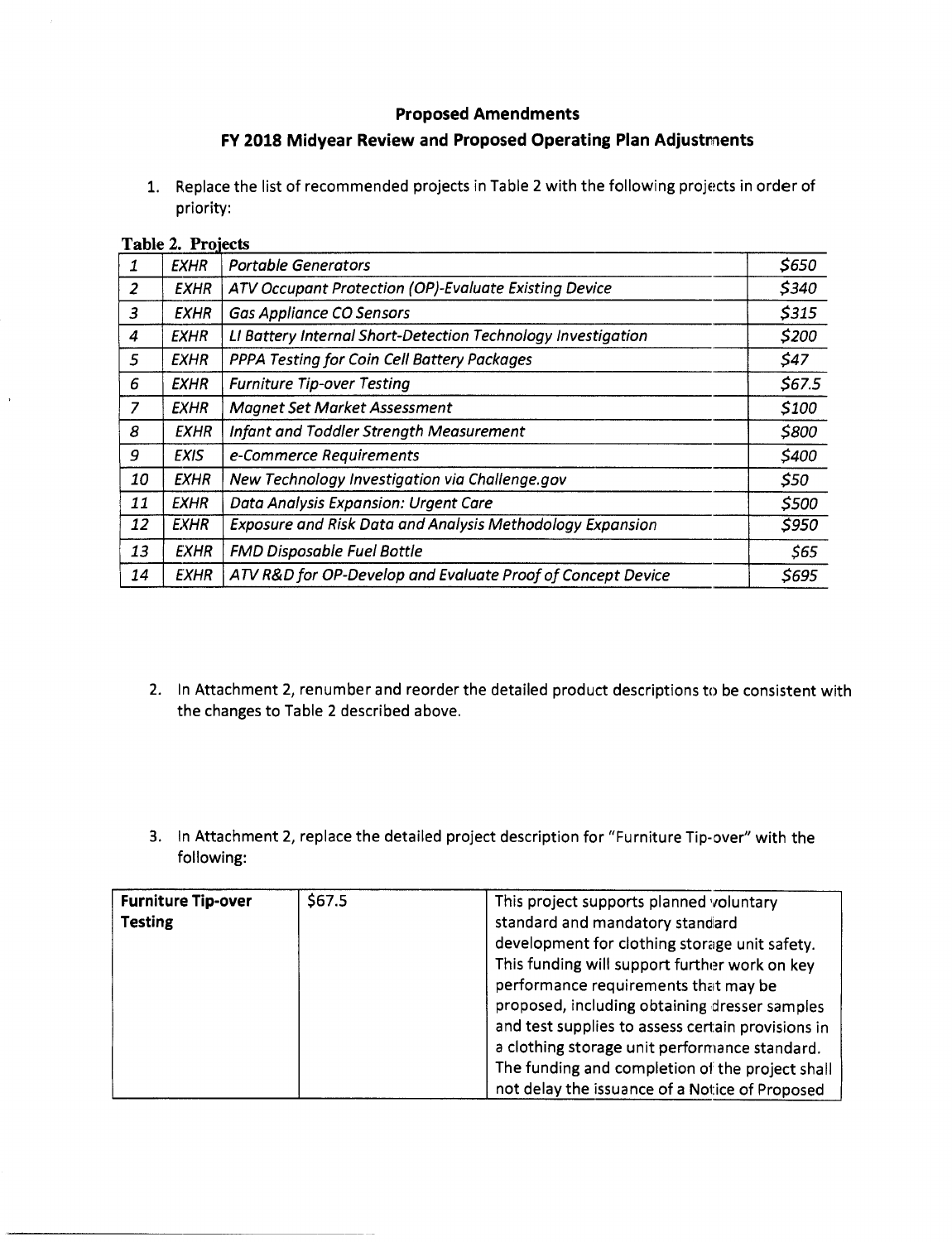## Proposed Amendments

## FY 2018 Midyear Review and Proposed Operating Plan Adjustments

1. Replace the list of recommended projects in Table 2 with the following projects in order of priority:

**Table 2. Projects**

| | | | |
|---|---|---|---|
| *1* | *EXHR* | *Portable Generators* | *$650* |
| *2* | *EXHR* | *ATV Occupant Protection (OP)-Evaluate Existing Device* | *$340* |
| *3* | *EXHR* | *Gas Appliance CO Sensors* | *$315* |
| *4* | *EXHR* | *LI Battery Internal Short-Detection Technology Investigation* | *$200* |
| *5* | *EXHR* | *PPPA Testing for Coin Cell Battery Packages* | *$47* |
| *6* | *EXHR* | *Furniture Tip-over Testing* | *$67.5* |
| *7* | *EXHR* | *Magnet Set Market Assessment* | *$100* |
| *8* | *EXHR* | *Infant and Toddler Strength Measurement* | *$800* |
| *9* | *EXIS* | *e-Commerce Requirements* | *$400* |
| *10* | *EXHR* | *New Technology Investigation via Challenge.gov* | *$50* |
| *11* | *EXHR* | *Data Analysis Expansion: Urgent Care* | *$500* |
| *12* | *EXHR* | *Exposure and Risk Data and Analysis Methodology Expansion* | *$950* |
| *13* | *EXHR* | *FMD Disposable Fuel Bottle* | *$65* |
| *14* | *EXHR* | *ATV R&D for OP-Develop and Evaluate Proof of Concept Device* | *$695* |

2. In Attachment 2, renumber and reorder the detailed product descriptions to be consistent with the changes to Table 2 described above.

3. In Attachment 2, replace the detailed project description for "Furniture Tip-over" with the following:

| | | |
|---|---|---|
| **Furniture Tip-over Testing** | $67.5 | This project supports planned voluntary standard and mandatory standard development for clothing storage unit safety. This funding will support further work on key performance requirements that may be proposed, including obtaining dresser samples and test supplies to assess certain provisions in a clothing storage unit performance standard. The funding and completion of the project shall not delay the issuance of a Notice of Proposed |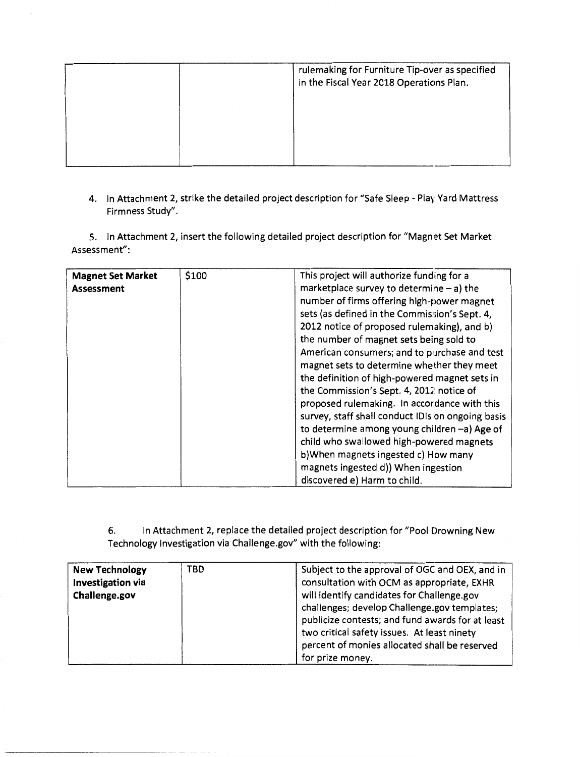| | | rulemaking for Furniture Tip-over as specified in the Fiscal Year 2018 Operations Plan. |
|---|---|---|

4. In Attachment 2, strike the detailed project description for "Safe Sleep - Play Yard Mattress Firmness Study".

5. In Attachment 2, insert the following detailed project description for "Magnet Set Market Assessment":

| **Magnet Set Market Assessment** | $100 | This project will authorize funding for a marketplace survey to determine – a) the number of firms offering high-power magnet sets (as defined in the Commission's Sept. 4, 2012 notice of proposed rulemaking), and b) the number of magnet sets being sold to American consumers; and to purchase and test magnet sets to determine whether they meet the definition of high-powered magnet sets in the Commission's Sept. 4, 2012 notice of proposed rulemaking. In accordance with this survey, staff shall conduct IDIs on ongoing basis to determine among young children –a) Age of child who swallowed high-powered magnets b)When magnets ingested c) How many magnets ingested d)) When ingestion discovered e) Harm to child. |
|---|---|---|

6. In Attachment 2, replace the detailed project description for "Pool Drowning New Technology Investigation via Challenge.gov" with the following:

| **New Technology Investigation via Challenge.gov** | TBD | Subject to the approval of OGC and OEX, and in consultation with OCM as appropriate, EXHR will identify candidates for Challenge.gov challenges; develop Challenge.gov templates; publicize contests; and fund awards for at least two critical safety issues. At least ninety percent of monies allocated shall be reserved for prize money. |
|---|---|---|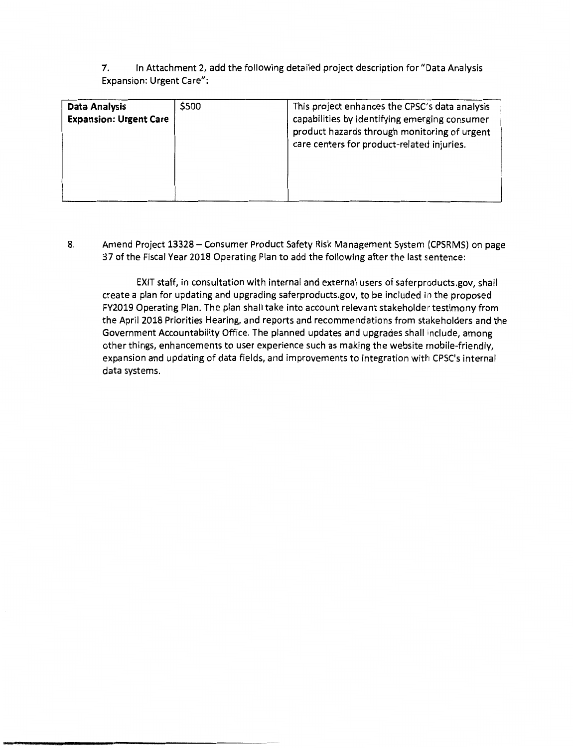7. In Attachment 2, add the following detailed project description for "Data Analysis Expansion: Urgent Care":

| | | |
|---|---|---|
| **Data Analysis Expansion: Urgent Care** | $500 | This project enhances the CPSC's data analysis capabilities by identifying emerging consumer product hazards through monitoring of urgent care centers for product-related injuries. |

8. Amend Project 13328 – Consumer Product Safety Risk Management System (CPSRMS) on page 37 of the Fiscal Year 2018 Operating Plan to add the following after the last sentence:

EXIT staff, in consultation with internal and external users of saferproducts.gov, shall create a plan for updating and upgrading saferproducts.gov, to be included in the proposed FY2019 Operating Plan. The plan shall take into account relevant stakeholder testimony from the April 2018 Priorities Hearing, and reports and recommendations from stakeholders and the Government Accountability Office. The planned updates and upgrades shall include, among other things, enhancements to user experience such as making the website mobile-friendly, expansion and updating of data fields, and improvements to integration with CPSC's internal data systems.